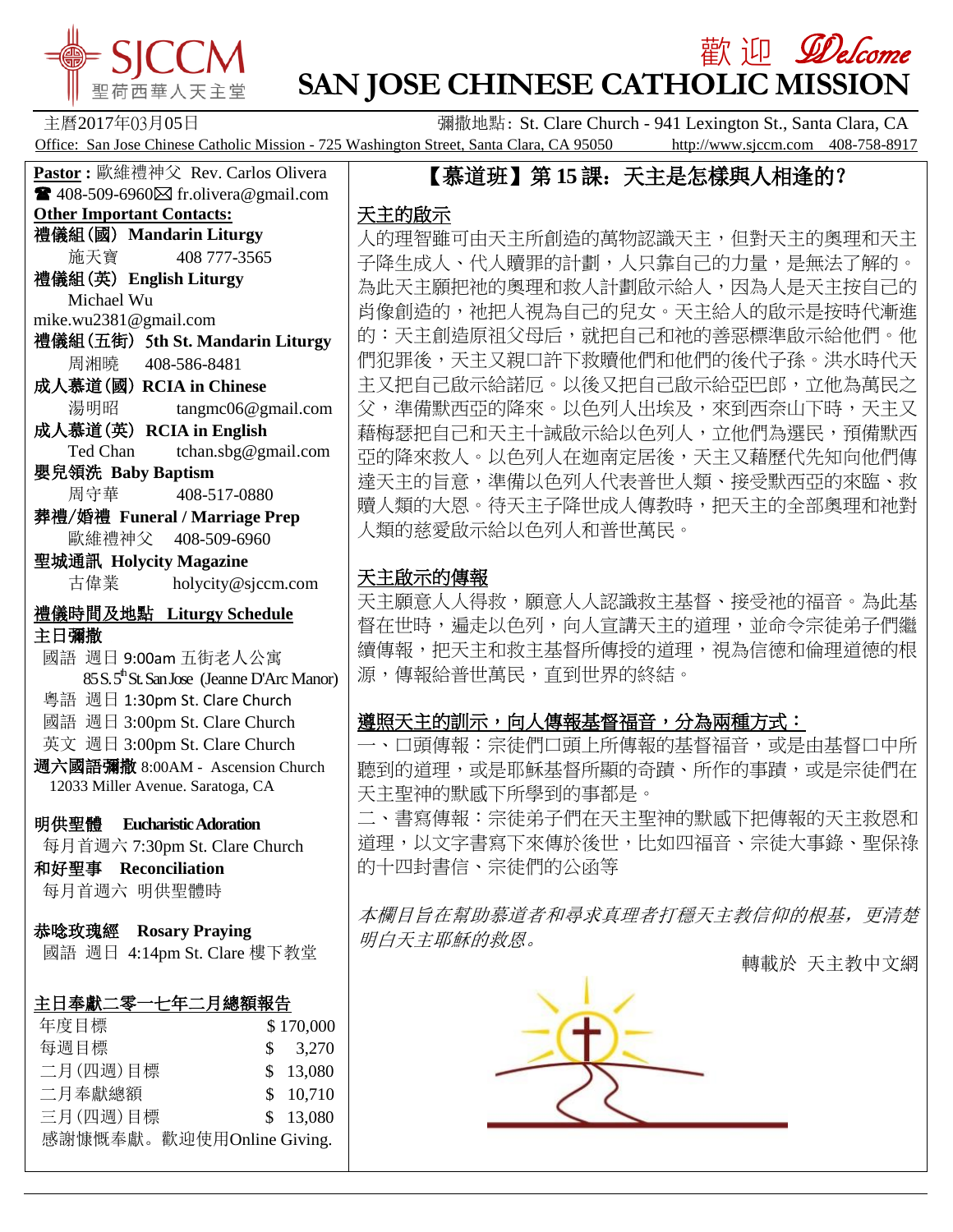# SJCCM 聖荷西華人天主堂

## 歡迎 Welcome
## SAN JOSE CHINESE CATHOLIC MISSION

主曆2017年03月05日　　彌撒地點: St. Clare Church - 941 Lexington St., Santa Clara, CA

Office: San Jose Chinese Catholic Mission - 725 Washington Street, Santa Clara, CA 95050　http://www.sjccm.com　408-758-8917

**Pastor :** 歐維禮神父 Rev. Carlos Olivera
☎ 408-509-6960 ✉ fr.olivera@gmail.com

**Other Important Contacts:**

**禮儀組(國) Mandarin Liturgy**
施天寶　408 777-3565

**禮儀組(英) English Liturgy**
Michael Wu
mike.wu2381@gmail.com

**禮儀組(五街) 5th St. Mandarin Liturgy**
周湘曉　408-586-8481

**成人慕道(國) RCIA in Chinese**
湯明昭　tangmc06@gmail.com

**成人慕道(英) RCIA in English**
Ted Chan　tchan.sbg@gmail.com

**嬰兒領洗 Baby Baptism**
周守華　408-517-0880

**葬禮/婚禮 Funeral / Marriage Prep**
歐維禮神父　408-509-6960

**聖城通訊 Holycity Magazine**
古偉業　holycity@sjccm.com

**禮儀時間及地點 Liturgy Schedule**

**主日彌撒**
國語 週日 9:00am 五街老人公寓
85 S. 5th St. San Jose (Jeanne D'Arc Manor)
粵語 週日 1:30pm St. Clare Church
國語 週日 3:00pm St. Clare Church
英文 週日 3:00pm St. Clare Church
**週六國語彌撒** 8:00AM - Ascension Church
12033 Miller Avenue. Saratoga, CA

**明供聖體 Eucharistic Adoration**
每月首週六 7:30pm St. Clare Church

**和好聖事 Reconciliation**
每月首週六 明供聖體時

**恭唸玫瑰經 Rosary Praying**
國語 週日 4:14pm St. Clare 樓下教堂

**主日奉獻二零一七年二月總額報告**

| | |
|---|---|
| 年度目標 | $ 170,000 |
| 每週目標 | $ 3,270 |
| 二月(四週)目標 | $ 13,080 |
| 二月奉獻總額 | $ 10,710 |
| 三月(四週)目標 | $ 13,080 |

感謝慷慨奉獻。歡迎使用Online Giving.

## 【慕道班】第 15 課: 天主是怎樣與人相逢的?

### 天主的啟示

人的理智雖可由天主所創造的萬物認識天主，但對天主的奧理和天主子降生成人、代人贖罪的計劃，人只靠自己的力量，是無法了解的。為此天主願把祂的奧理和救人計劃啟示給人，因為人是天主按自己的肖像創造的，祂把人視為自己的兒女。天主給人的啟示是按時代漸進的：天主創造原祖父母后，就把自己和祂的善惡標準啟示給他們。他們犯罪後，天主又親口許下救贖他們和他們的後代子孫。洪水時代天主又把自己啟示給諾厄。以後又把自己啟示給亞巴郎，立他為萬民之父，準備默西亞的降來。以色列人出埃及，來到西奈山下時，天主又藉梅瑟把自己和天主十誡啟示給以色列人，立他們為選民，預備默西亞的降來救人。以色列人在迦南定居後，天主又藉歷代先知向他們傳達天主的旨意，準備以色列人代表普世人類、接受默西亞的來臨、救贖人類的大恩。待天主子降世成人傳教時，把天主的全部奧理和祂對人類的慈愛啟示給以色列人和普世萬民。

### 天主啟示的傳報

天主願意人人得救，願意人人認識救主基督、接受祂的福音。為此基督在世時，遍走以色列，向人宣講天主的道理，並命令宗徒弟子們繼續傳報，把天主和救主基督所傳授的道理，視為信德和倫理道德的根源，傳報給普世萬民，直到世界的終結。

### 遵照天主的訓示，向人傳報基督福音，分為兩種方式：

一、口頭傳報：宗徒們口頭上所傳報的基督福音，或是由基督口中所聽到的道理，或是耶穌基督所顯的奇蹟、所作的事蹟，或是宗徒們在天主聖神的默感下所學到的事都是。

二、書寫傳報：宗徒弟子們在天主聖神的默感下把傳報的天主救恩和道理，以文字書寫下來傳於後世，比如四福音、宗徒大事錄、聖保祿的十四封書信、宗徒們的公函等

*本欄目旨在幫助慕道者和尋求真理者打穩天主教信仰的根基，更清楚明白天主耶穌的救恩。*

轉載於 天主教中文網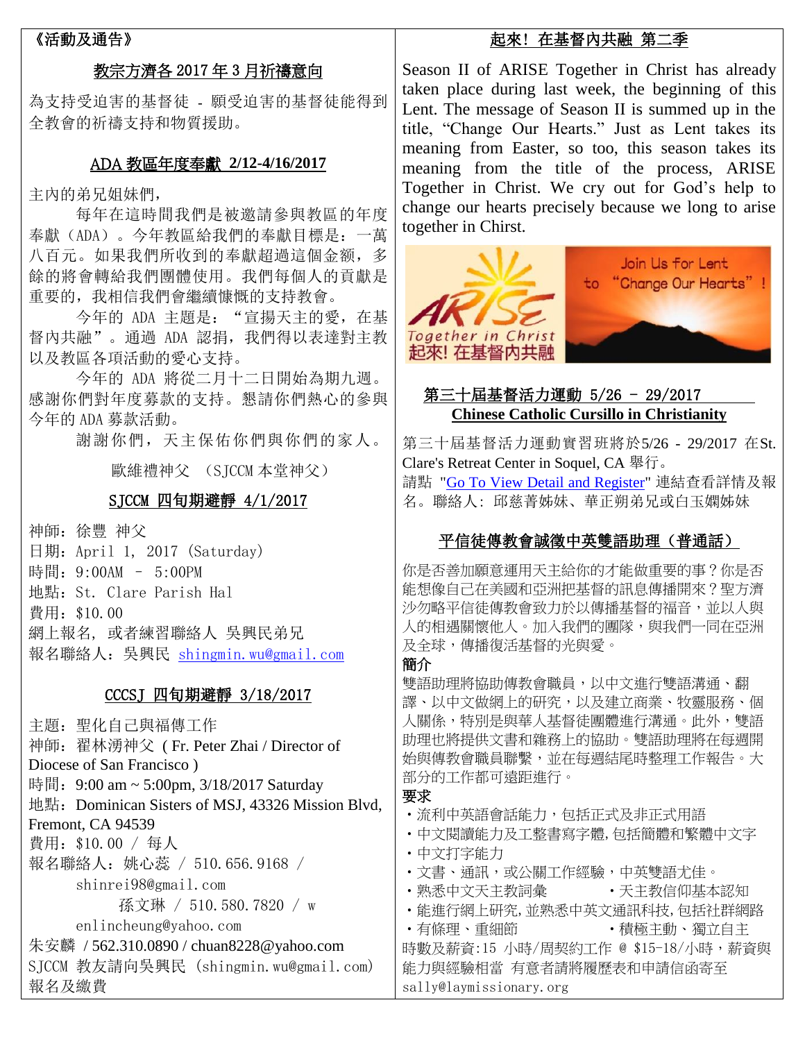《活動及通告》

## 教宗方濟各 2017 年 3 月祈禱意向

為支持受迫害的基督徒 - 願受迫害的基督徒能得到全教會的祈禱支持和物質援助。

## ADA 教區年度奉獻 2/12-4/16/2017

主內的弟兄姐妹們，

每年在這時間我們是被邀請參與教區的年度奉獻（ADA）。今年教區給我們的奉獻目標是：一萬八百元。如果我們所收到的奉獻超過這個金額，多餘的將會轉給我們團體使用。我們每個人的貢獻是重要的，我相信我們會繼續慷慨的支持教會。

今年的 ADA 主題是：“宣揚天主的愛，在基督內共融”。通過 ADA 認捐，我們得以表達對主教以及教區各項活動的愛心支持。

今年的 ADA 將從二月十二日開始為期九週。感謝你們對年度募款的支持。懇請你們熱心的參與今年的 ADA 募款活動。

謝謝你們，天主保佑你們與你們的家人。

歐維禮神父 （SJCCM 本堂神父）

## SJCCM 四旬期避靜 4/1/2017

神師：徐豐 神父
日期：April 1, 2017 (Saturday)
時間：9:00AM – 5:00PM
地點：St. Clare Parish Hal
費用：$10.00
網上報名，或者練習聯絡人 吳興民弟兄
報名聯絡人：吳興民 shingmin.wu@gmail.com

## CCCSJ 四旬期避靜 3/18/2017

主題：聖化自己與福傳工作
神師：翟林湧神父 ( Fr. Peter Zhai / Director of Diocese of San Francisco )
時間：9:00 am ~ 5:00pm, 3/18/2017 Saturday
地點：Dominican Sisters of MSJ, 43326 Mission Blvd, Fremont, CA 94539
費用：$10.00 / 每人
報名聯絡人：姚心蕊 / 510.656.9168 / shinrei98@gmail.com
孫文琳 / 510.580.7820 / wenlincheung@yahoo.com
朱安麟 / 562.310.0890 / chuan8228@yahoo.com
SJCCM 教友請向吳興民 (shingmin.wu@gmail.com) 報名及繳費

## 起來！在基督內共融 第二季

Season II of ARISE Together in Christ has already taken place during last week, the beginning of this Lent. The message of Season II is summed up in the title, “Change Our Hearts.” Just as Lent takes its meaning from Easter, so too, this season takes its meaning from the title of the process, ARISE Together in Christ. We cry out for God’s help to change our hearts precisely because we long to arise together in Chirst.

ARISE Together in Christ 起來! 在基督內共融
Join Us for Lent to “Change Our Hearts”!

## 第三十屆基督活力運動 5/26 – 29/2017
## Chinese Catholic Cursillo in Christianity

第三十屆基督活力運動實習班將於5/26 - 29/2017 在St. Clare's Retreat Center in Soquel, CA 舉行。
請點 "Go To View Detail and Register" 連結查看詳情及報名。聯絡人：邱慈菁姊妹、華正朔弟兄或白玉嫻姊妹

## 平信徒傳教會誠徵中英雙語助理（普通話）

你是否善加願意運用天主給你的才能做重要的事？你是否能想像自己在美國和亞洲把基督的訊息傳播開來？聖方濟沙勿略平信徒傳教會致力於以傳播基督的福音，並以人與人的相遇關懷他人。加入我們的團隊，與我們一同在亞洲及全球，傳播復活基督的光與愛。

**簡介**

雙語助理將協助傳教會職員，以中文進行雙語溝通、翻譯、以中文做網上的研究，以及建立商業、牧靈服務、個人關係，特別是與華人基督徒團體進行溝通。此外，雙語助理也將提供文書和雜務上的協助。雙語助理將在每週開始與傳教會職員聯繫，並在每週結尾時整理工作報告。大部分的工作都可遠距進行。

**要求**

- 流利中英語會話能力，包括正式及非正式用語
- 中文閱讀能力及工整書寫字體, 包括簡體和繁體中文字
- 中文打字能力
- 文書、通訊，或公關工作經驗，中英雙語尤佳。
- 熟悉中文天主教詞彙
- 天主教信仰基本認知
- 能進行網上研究, 並熟悉中英文通訊科技, 包括社群網路
- 有條理、重細節
- 積極主動、獨立自主

時數及薪資:15 小時/周契約工作 @ $15-18/小時，薪資與能力相經驗相當 有意者請將履歷表和申請信函寄至 sally@laymissionary.org